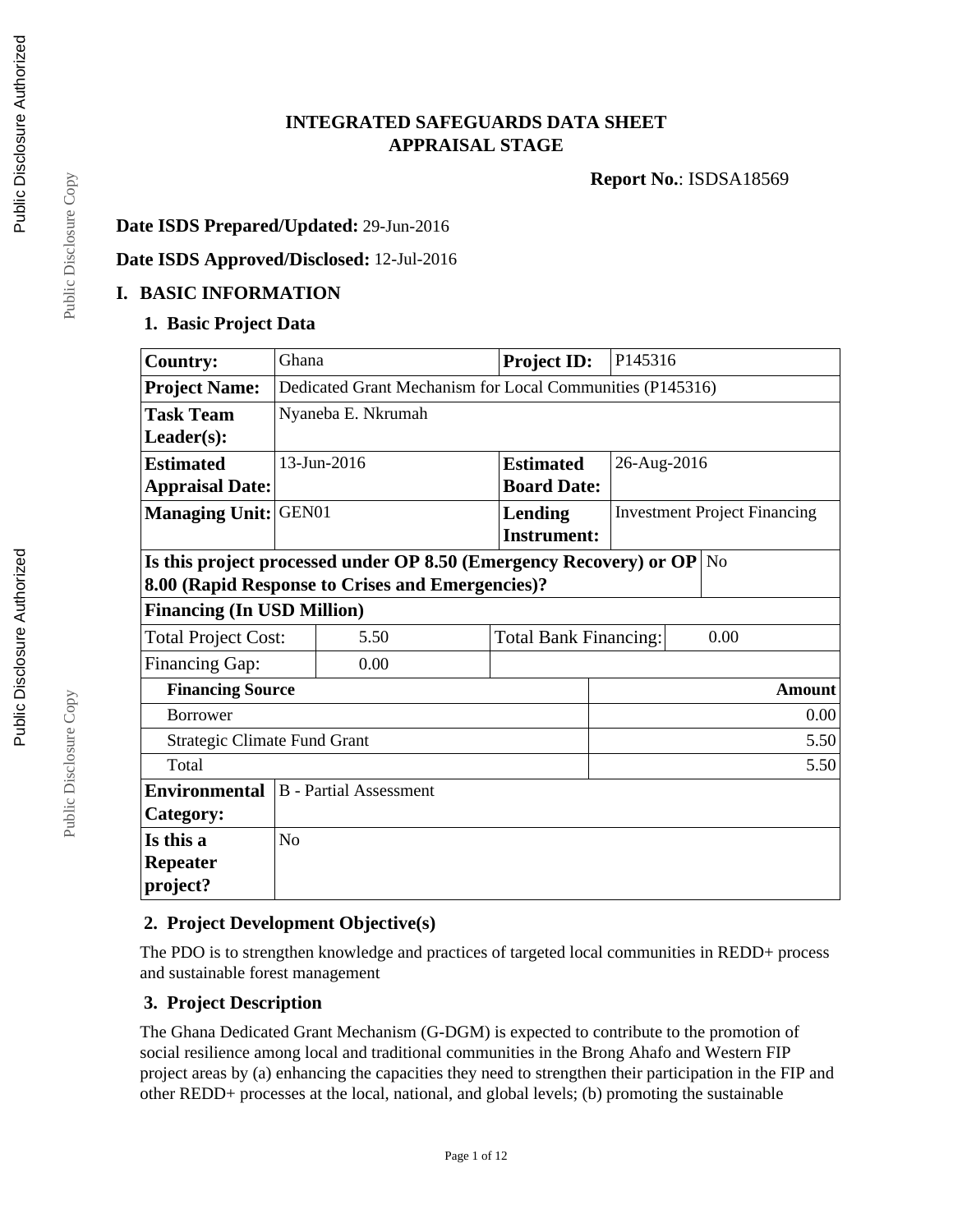**INTEGRATED SAFEGUARDS DATA SHEET**
**APPRAISAL STAGE**

**Report No.**: ISDSA18569

**Date ISDS Prepared/Updated:** 29-Jun-2016

**Date ISDS Approved/Disclosed:** 12-Jul-2016

# I. BASIC INFORMATION

## 1. Basic Project Data

| | | | |
|---|---|---|---|
| **Country:** | Ghana | **Project ID:** | P145316 |
| **Project Name:** | Dedicated Grant Mechanism for Local Communities (P145316) | | |
| **Task Team Leader(s):** | Nyaneba E. Nkrumah | | |
| **Estimated Appraisal Date:** | 13-Jun-2016 | **Estimated Board Date:** | 26-Aug-2016 |
| **Managing Unit:** | GEN01 | **Lending Instrument:** | Investment Project Financing |
| **Is this project processed under OP 8.50 (Emergency Recovery) or OP 8.00 (Rapid Response to Crises and Emergencies)?** | | | No |
| **Financing (In USD Million)** | | | |
| Total Project Cost: | 5.50 | Total Bank Financing: | 0.00 |
| Financing Gap: | 0.00 | | |
| **Financing Source** | | | **Amount** |
| Borrower | | | 0.00 |
| Strategic Climate Fund Grant | | | 5.50 |
| Total | | | 5.50 |
| **Environmental Category:** | B - Partial Assessment | | |
| **Is this a Repeater project?** | No | | |

## 2. Project Development Objective(s)

The PDO is to strengthen knowledge and practices of targeted local communities in REDD+ process and sustainable forest management

## 3. Project Description

The Ghana Dedicated Grant Mechanism (G-DGM) is expected to contribute to the promotion of social resilience among local and traditional communities in the Brong Ahafo and Western FIP project areas by (a) enhancing the capacities they need to strengthen their participation in the FIP and other REDD+ processes at the local, national, and global levels; (b) promoting the sustainable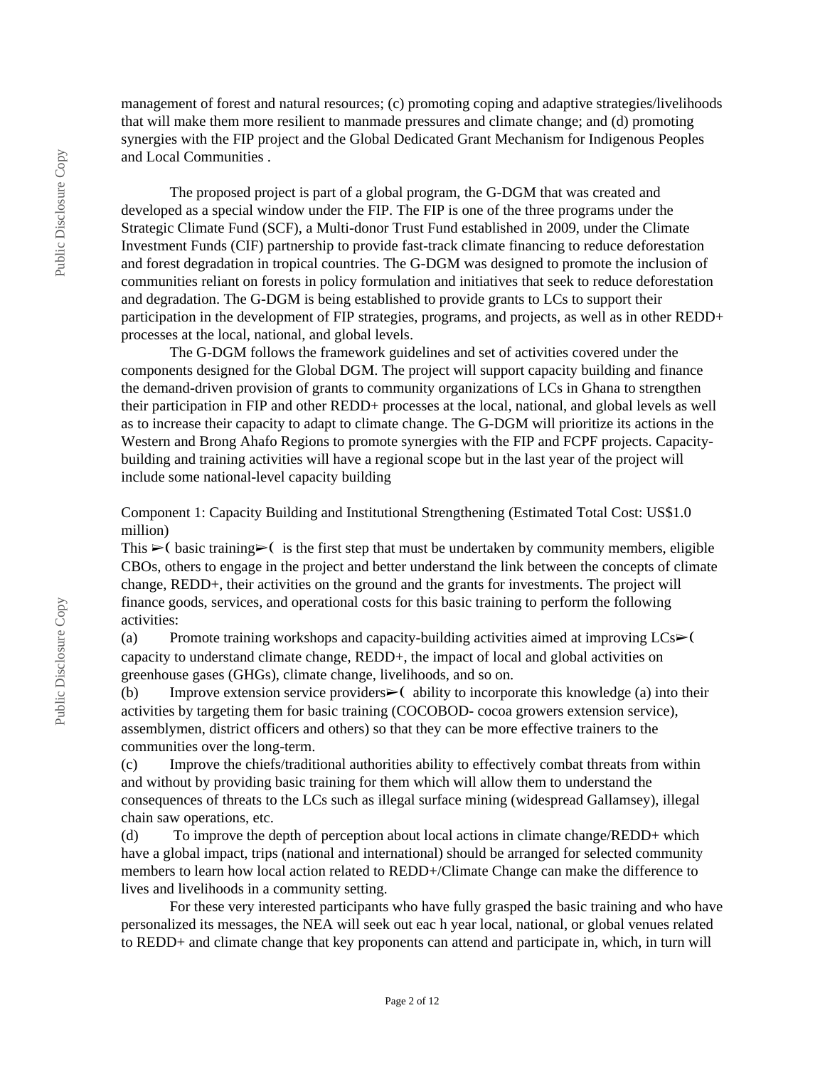management of forest and natural resources; (c) promoting coping and adaptive strategies/livelihoods that will make them more resilient to manmade pressures and climate change; and (d) promoting synergies with the FIP project and the Global Dedicated Grant Mechanism for Indigenous Peoples and Local Communities .

The proposed project is part of a global program, the G-DGM that was created and developed as a special window under the FIP. The FIP is one of the three programs under the Strategic Climate Fund (SCF), a Multi-donor Trust Fund established in 2009, under the Climate Investment Funds (CIF) partnership to provide fast-track climate financing to reduce deforestation and forest degradation in tropical countries. The G-DGM was designed to promote the inclusion of communities reliant on forests in policy formulation and initiatives that seek to reduce deforestation and degradation. The G-DGM is being established to provide grants to LCs to support their participation in the development of FIP strategies, programs, and projects, as well as in other REDD+ processes at the local, national, and global levels.

The G-DGM follows the framework guidelines and set of activities covered under the components designed for the Global DGM. The project will support capacity building and finance the demand-driven provision of grants to community organizations of LCs in Ghana to strengthen their participation in FIP and other REDD+ processes at the local, national, and global levels as well as to increase their capacity to adapt to climate change. The G-DGM will prioritize its actions in the Western and Brong Ahafo Regions to promote synergies with the FIP and FCPF projects. Capacity-building and training activities will have a regional scope but in the last year of the project will include some national-level capacity building

Component 1: Capacity Building and Institutional Strengthening (Estimated Total Cost: US$1.0 million)

This ➢( basic training➢( is the first step that must be undertaken by community members, eligible CBOs, others to engage in the project and better understand the link between the concepts of climate change, REDD+, their activities on the ground and the grants for investments. The project will finance goods, services, and operational costs for this basic training to perform the following activities:

(a) Promote training workshops and capacity-building activities aimed at improving LCs➢( capacity to understand climate change, REDD+, the impact of local and global activities on greenhouse gases (GHGs), climate change, livelihoods, and so on.

(b) Improve extension service providers➢( ability to incorporate this knowledge (a) into their activities by targeting them for basic training (COCOBOD- cocoa growers extension service), assemblymen, district officers and others) so that they can be more effective trainers to the communities over the long-term.

(c) Improve the chiefs/traditional authorities ability to effectively combat threats from within and without by providing basic training for them which will allow them to understand the consequences of threats to the LCs such as illegal surface mining (widespread Gallamsey), illegal chain saw operations, etc.

(d) To improve the depth of perception about local actions in climate change/REDD+ which have a global impact, trips (national and international) should be arranged for selected community members to learn how local action related to REDD+/Climate Change can make the difference to lives and livelihoods in a community setting.

For these very interested participants who have fully grasped the basic training and who have personalized its messages, the NEA will seek out eac h year local, national, or global venues related to REDD+ and climate change that key proponents can attend and participate in, which, in turn will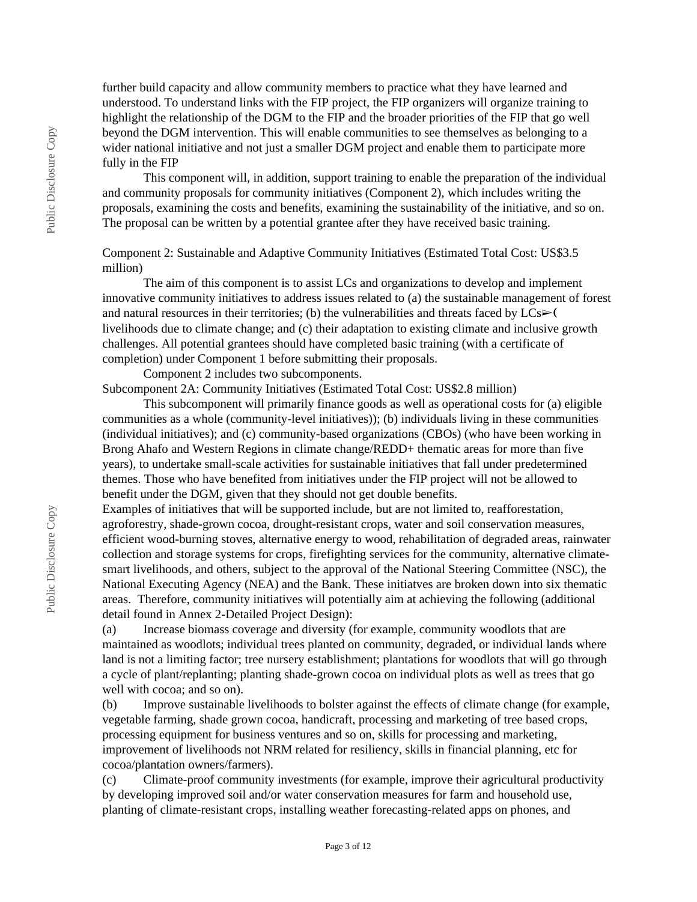further build capacity and allow community members to practice what they have learned and understood. To understand links with the FIP project, the FIP organizers will organize training to highlight the relationship of the DGM to the FIP and the broader priorities of the FIP that go well beyond the DGM intervention. This will enable communities to see themselves as belonging to a wider national initiative and not just a smaller DGM project and enable them to participate more fully in the FIP

This component will, in addition, support training to enable the preparation of the individual and community proposals for community initiatives (Component 2), which includes writing the proposals, examining the costs and benefits, examining the sustainability of the initiative, and so on. The proposal can be written by a potential grantee after they have received basic training.

Component 2: Sustainable and Adaptive Community Initiatives (Estimated Total Cost: US$3.5 million)

The aim of this component is to assist LCs and organizations to develop and implement innovative community initiatives to address issues related to (a) the sustainable management of forest and natural resources in their territories; (b) the vulnerabilities and threats faced by LCs➢( livelihoods due to climate change; and (c) their adaptation to existing climate and inclusive growth challenges. All potential grantees should have completed basic training (with a certificate of completion) under Component 1 before submitting their proposals.

Component 2 includes two subcomponents.

Subcomponent 2A: Community Initiatives (Estimated Total Cost: US$2.8 million)

This subcomponent will primarily finance goods as well as operational costs for (a) eligible communities as a whole (community-level initiatives)); (b) individuals living in these communities (individual initiatives); and (c) community-based organizations (CBOs) (who have been working in Brong Ahafo and Western Regions in climate change/REDD+ thematic areas for more than five years), to undertake small-scale activities for sustainable initiatives that fall under predetermined themes. Those who have benefited from initiatives under the FIP project will not be allowed to benefit under the DGM, given that they should not get double benefits.

Examples of initiatives that will be supported include, but are not limited to, reafforestation, agroforestry, shade-grown cocoa, drought-resistant crops, water and soil conservation measures, efficient wood-burning stoves, alternative energy to wood, rehabilitation of degraded areas, rainwater collection and storage systems for crops, firefighting services for the community, alternative climate-smart livelihoods, and others, subject to the approval of the National Steering Committee (NSC), the National Executing Agency (NEA) and the Bank. These initiatves are broken down into six thematic areas. Therefore, community initiatives will potentially aim at achieving the following (additional detail found in Annex 2-Detailed Project Design):

(a) Increase biomass coverage and diversity (for example, community woodlots that are maintained as woodlots; individual trees planted on community, degraded, or individual lands where land is not a limiting factor; tree nursery establishment; plantations for woodlots that will go through a cycle of plant/replanting; planting shade-grown cocoa on individual plots as well as trees that go well with cocoa; and so on).

(b) Improve sustainable livelihoods to bolster against the effects of climate change (for example, vegetable farming, shade grown cocoa, handicraft, processing and marketing of tree based crops, processing equipment for business ventures and so on, skills for processing and marketing, improvement of livelihoods not NRM related for resiliency, skills in financial planning, etc for cocoa/plantation owners/farmers).

(c) Climate-proof community investments (for example, improve their agricultural productivity by developing improved soil and/or water conservation measures for farm and household use, planting of climate-resistant crops, installing weather forecasting-related apps on phones, and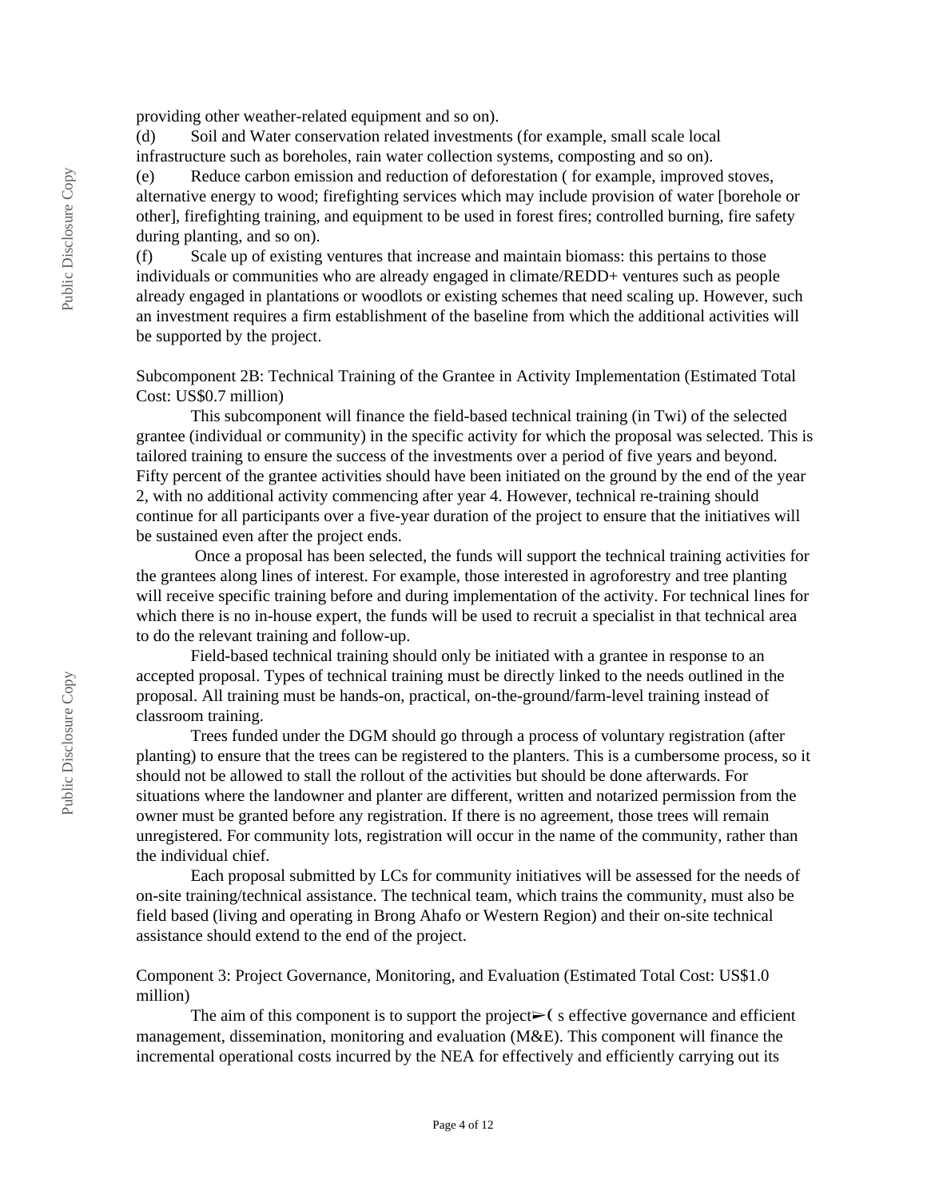providing other weather-related equipment and so on).

(d) Soil and Water conservation related investments (for example, small scale local infrastructure such as boreholes, rain water collection systems, composting and so on).

(e) Reduce carbon emission and reduction of deforestation ( for example, improved stoves, alternative energy to wood; firefighting services which may include provision of water [borehole or other], firefighting training, and equipment to be used in forest fires; controlled burning, fire safety during planting, and so on).

(f) Scale up of existing ventures that increase and maintain biomass: this pertains to those individuals or communities who are already engaged in climate/REDD+ ventures such as people already engaged in plantations or woodlots or existing schemes that need scaling up. However, such an investment requires a firm establishment of the baseline from which the additional activities will be supported by the project.

Subcomponent 2B: Technical Training of the Grantee in Activity Implementation (Estimated Total Cost: US$0.7 million)

This subcomponent will finance the field-based technical training (in Twi) of the selected grantee (individual or community) in the specific activity for which the proposal was selected. This is tailored training to ensure the success of the investments over a period of five years and beyond. Fifty percent of the grantee activities should have been initiated on the ground by the end of the year 2, with no additional activity commencing after year 4. However, technical re-training should continue for all participants over a five-year duration of the project to ensure that the initiatives will be sustained even after the project ends.

Once a proposal has been selected, the funds will support the technical training activities for the grantees along lines of interest. For example, those interested in agroforestry and tree planting will receive specific training before and during implementation of the activity. For technical lines for which there is no in-house expert, the funds will be used to recruit a specialist in that technical area to do the relevant training and follow-up.

Field-based technical training should only be initiated with a grantee in response to an accepted proposal. Types of technical training must be directly linked to the needs outlined in the proposal. All training must be hands-on, practical, on-the-ground/farm-level training instead of classroom training.

Trees funded under the DGM should go through a process of voluntary registration (after planting) to ensure that the trees can be registered to the planters. This is a cumbersome process, so it should not be allowed to stall the rollout of the activities but should be done afterwards. For situations where the landowner and planter are different, written and notarized permission from the owner must be granted before any registration. If there is no agreement, those trees will remain unregistered. For community lots, registration will occur in the name of the community, rather than the individual chief.

Each proposal submitted by LCs for community initiatives will be assessed for the needs of on-site training/technical assistance. The technical team, which trains the community, must also be field based (living and operating in Brong Ahafo or Western Region) and their on-site technical assistance should extend to the end of the project.

Component 3: Project Governance, Monitoring, and Evaluation (Estimated Total Cost: US$1.0 million)

The aim of this component is to support the project's effective governance and efficient management, dissemination, monitoring and evaluation (M&E). This component will finance the incremental operational costs incurred by the NEA for effectively and efficiently carrying out its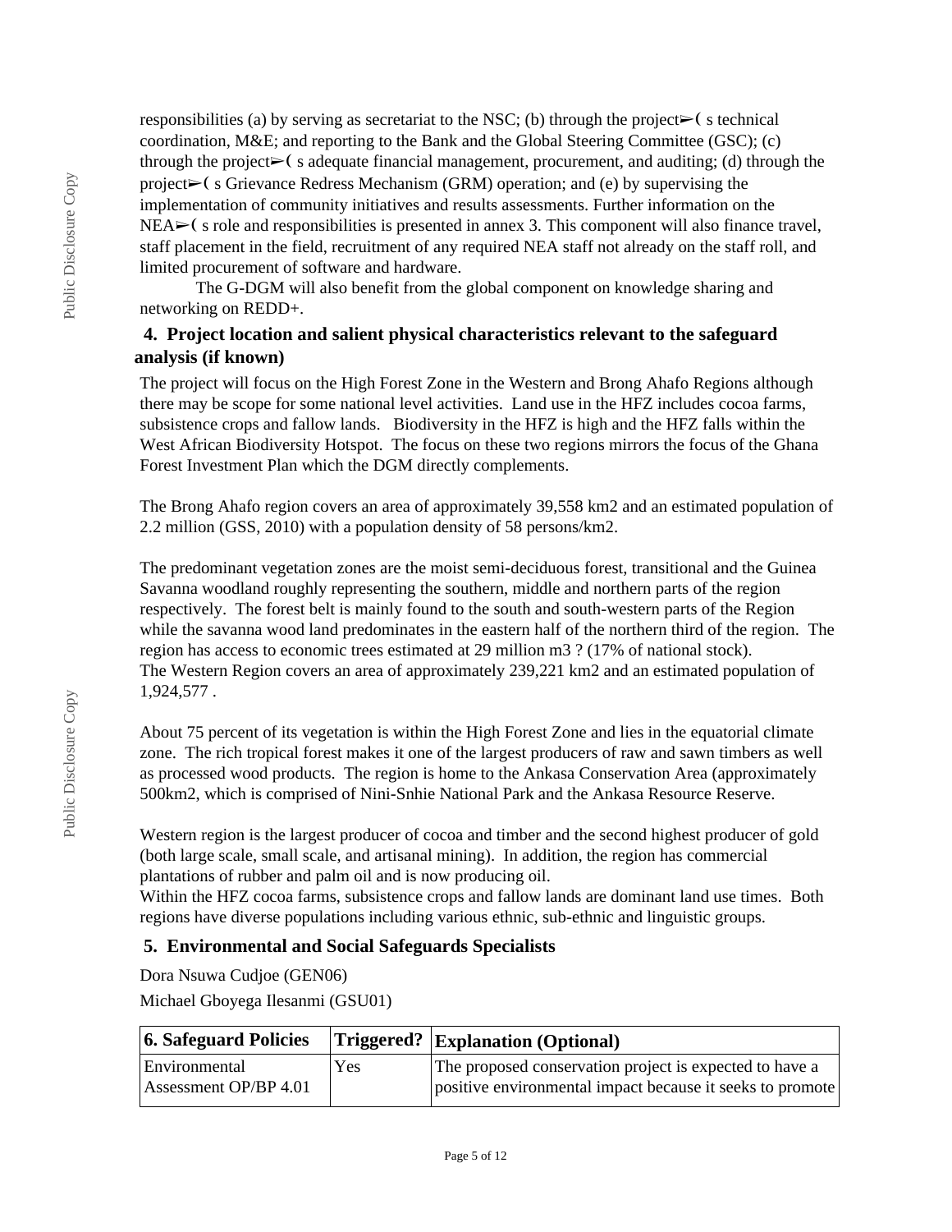responsibilities (a) by serving as secretariat to the NSC; (b) through the project➢( s technical coordination, M&E; and reporting to the Bank and the Global Steering Committee (GSC); (c) through the project➢( s adequate financial management, procurement, and auditing; (d) through the project➢( s Grievance Redress Mechanism (GRM) operation; and (e) by supervising the implementation of community initiatives and results assessments. Further information on the NEA➢( s role and responsibilities is presented in annex 3. This component will also finance travel, staff placement in the field, recruitment of any required NEA staff not already on the staff roll, and limited procurement of software and hardware.

The G-DGM will also benefit from the global component on knowledge sharing and networking on REDD+.

## 4. Project location and salient physical characteristics relevant to the safeguard analysis (if known)

The project will focus on the High Forest Zone in the Western and Brong Ahafo Regions although there may be scope for some national level activities. Land use in the HFZ includes cocoa farms, subsistence crops and fallow lands. Biodiversity in the HFZ is high and the HFZ falls within the West African Biodiversity Hotspot. The focus on these two regions mirrors the focus of the Ghana Forest Investment Plan which the DGM directly complements.

The Brong Ahafo region covers an area of approximately 39,558 km2 and an estimated population of 2.2 million (GSS, 2010) with a population density of 58 persons/km2.

The predominant vegetation zones are the moist semi-deciduous forest, transitional and the Guinea Savanna woodland roughly representing the southern, middle and northern parts of the region respectively. The forest belt is mainly found to the south and south-western parts of the Region while the savanna wood land predominates in the eastern half of the northern third of the region. The region has access to economic trees estimated at 29 million m3 ? (17% of national stock).
The Western Region covers an area of approximately 239,221 km2 and an estimated population of 1,924,577 .

About 75 percent of its vegetation is within the High Forest Zone and lies in the equatorial climate zone. The rich tropical forest makes it one of the largest producers of raw and sawn timbers as well as processed wood products. The region is home to the Ankasa Conservation Area (approximately 500km2, which is comprised of Nini-Snhie National Park and the Ankasa Resource Reserve.

Western region is the largest producer of cocoa and timber and the second highest producer of gold (both large scale, small scale, and artisanal mining). In addition, the region has commercial plantations of rubber and palm oil and is now producing oil.
Within the HFZ cocoa farms, subsistence crops and fallow lands are dominant land use times. Both regions have diverse populations including various ethnic, sub-ethnic and linguistic groups.

## 5. Environmental and Social Safeguards Specialists

Dora Nsuwa Cudjoe (GEN06)

Michael Gboyega Ilesanmi (GSU01)

| 6. Safeguard Policies | Triggered? | Explanation (Optional) |
|---|---|---|
| Environmental Assessment OP/BP 4.01 | Yes | The proposed conservation project is expected to have a positive environmental impact because it seeks to promote |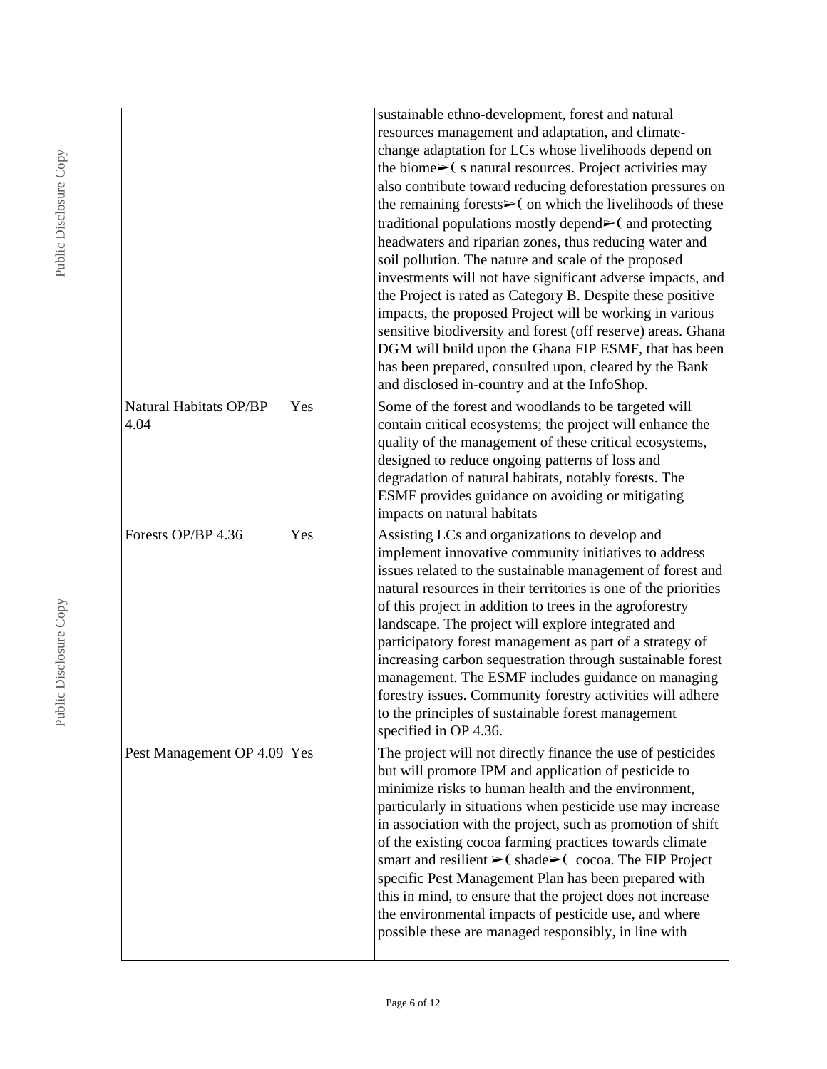| | | |
|---|---|---|
| | | sustainable ethno-development, forest and natural resources management and adaptation, and climate-change adaptation for LCs whose livelihoods depend on the biome➢( s natural resources. Project activities may also contribute toward reducing deforestation pressures on the remaining forests➢( on which the livelihoods of these traditional populations mostly depend➢( and protecting headwaters and riparian zones, thus reducing water and soil pollution. The nature and scale of the proposed investments will not have significant adverse impacts, and the Project is rated as Category B. Despite these positive impacts, the proposed Project will be working in various sensitive biodiversity and forest (off reserve) areas. Ghana DGM will build upon the Ghana FIP ESMF, that has been has been prepared, consulted upon, cleared by the Bank and disclosed in-country and at the InfoShop. |
| Natural Habitats OP/BP 4.04 | Yes | Some of the forest and woodlands to be targeted will contain critical ecosystems; the project will enhance the quality of the management of these critical ecosystems, designed to reduce ongoing patterns of loss and degradation of natural habitats, notably forests. The ESMF provides guidance on avoiding or mitigating impacts on natural habitats |
| Forests OP/BP 4.36 | Yes | Assisting LCs and organizations to develop and implement innovative community initiatives to address issues related to the sustainable management of forest and natural resources in their territories is one of the priorities of this project in addition to trees in the agroforestry landscape. The project will explore integrated and participatory forest management as part of a strategy of increasing carbon sequestration through sustainable forest management. The ESMF includes guidance on managing forestry issues. Community forestry activities will adhere to the principles of sustainable forest management specified in OP 4.36. |
| Pest Management OP 4.09 | Yes | The project will not directly finance the use of pesticides but will promote IPM and application of pesticide to minimize risks to human health and the environment, particularly in situations when pesticide use may increase in association with the project, such as promotion of shift of the existing cocoa farming practices towards climate smart and resilient ➢( shade➢( cocoa. The FIP Project specific Pest Management Plan has been prepared with this in mind, to ensure that the project does not increase the environmental impacts of pesticide use, and where possible these are managed responsibly, in line with |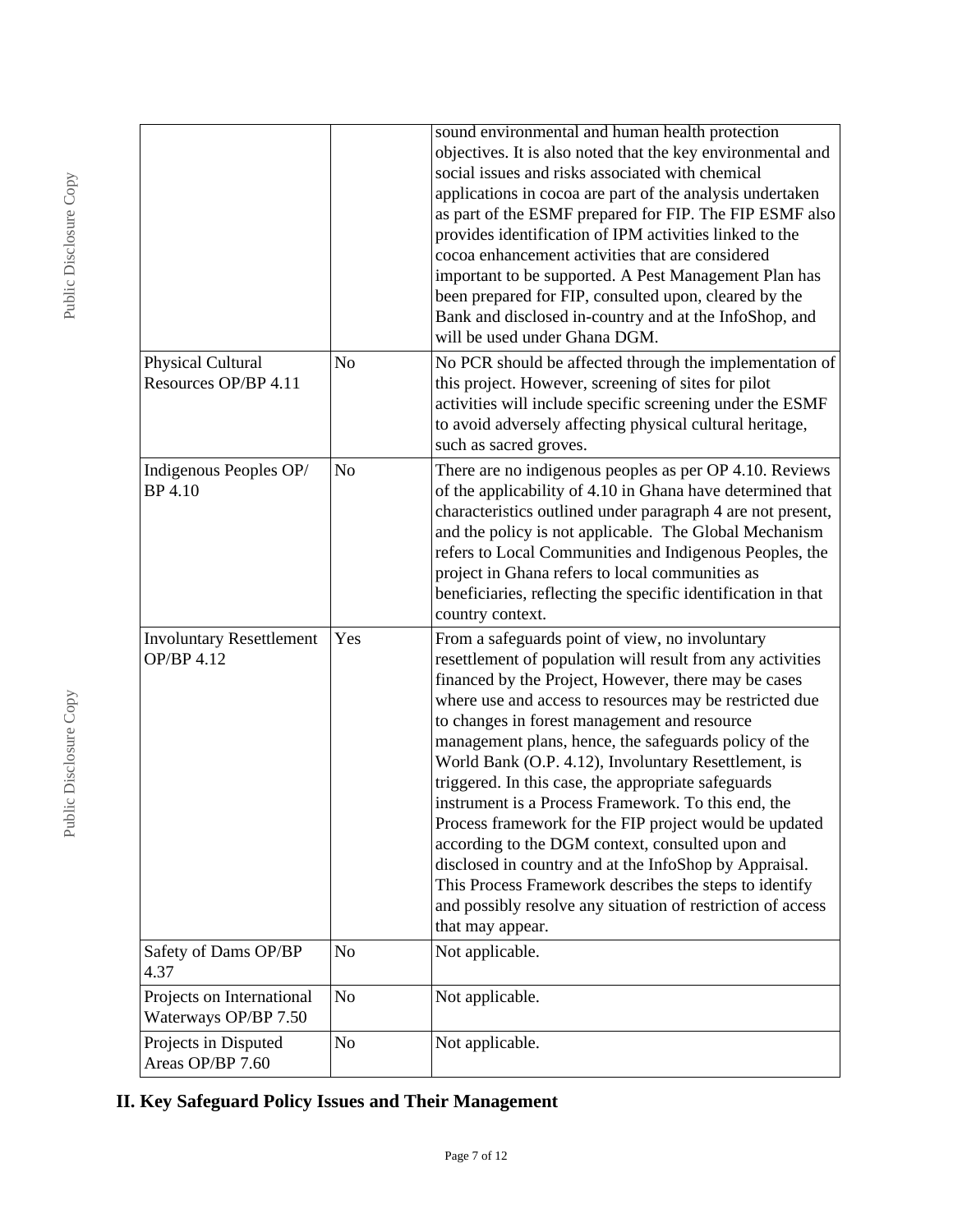| | | |
|---|---|---|
| | | sound environmental and human health protection objectives. It is also noted that the key environmental and social issues and risks associated with chemical applications in cocoa are part of the analysis undertaken as part of the ESMF prepared for FIP. The FIP ESMF also provides identification of IPM activities linked to the cocoa enhancement activities that are considered important to be supported. A Pest Management Plan has been prepared for FIP, consulted upon, cleared by the Bank and disclosed in-country and at the InfoShop, and will be used under Ghana DGM. |
| Physical Cultural Resources OP/BP 4.11 | No | No PCR should be affected through the implementation of this project. However, screening of sites for pilot activities will include specific screening under the ESMF to avoid adversely affecting physical cultural heritage, such as sacred groves. |
| Indigenous Peoples OP/ BP 4.10 | No | There are no indigenous peoples as per OP 4.10. Reviews of the applicability of 4.10 in Ghana have determined that characteristics outlined under paragraph 4 are not present, and the policy is not applicable. The Global Mechanism refers to Local Communities and Indigenous Peoples, the project in Ghana refers to local communities as beneficiaries, reflecting the specific identification in that country context. |
| Involuntary Resettlement OP/BP 4.12 | Yes | From a safeguards point of view, no involuntary resettlement of population will result from any activities financed by the Project, However, there may be cases where use and access to resources may be restricted due to changes in forest management and resource management plans, hence, the safeguards policy of the World Bank (O.P. 4.12), Involuntary Resettlement, is triggered. In this case, the appropriate safeguards instrument is a Process Framework. To this end, the Process framework for the FIP project would be updated according to the DGM context, consulted upon and disclosed in country and at the InfoShop by Appraisal. This Process Framework describes the steps to identify and possibly resolve any situation of restriction of access that may appear. |
| Safety of Dams OP/BP 4.37 | No | Not applicable. |
| Projects on International Waterways OP/BP 7.50 | No | Not applicable. |
| Projects in Disputed Areas OP/BP 7.60 | No | Not applicable. |

## II. Key Safeguard Policy Issues and Their Management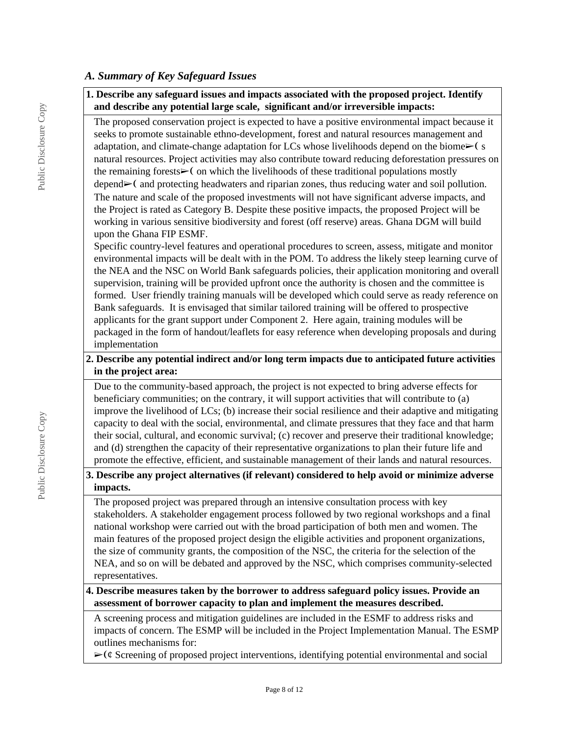### *A. Summary of Key Safeguard Issues*

**1. Describe any safeguard issues and impacts associated with the proposed project. Identify and describe any potential large scale, significant and/or irreversible impacts:**

The proposed conservation project is expected to have a positive environmental impact because it seeks to promote sustainable ethno-development, forest and natural resources management and adaptation, and climate-change adaptation for LCs whose livelihoods depend on the biome➢( s natural resources. Project activities may also contribute toward reducing deforestation pressures on the remaining forests➢( on which the livelihoods of these traditional populations mostly depend➢( and protecting headwaters and riparian zones, thus reducing water and soil pollution. The nature and scale of the proposed investments will not have significant adverse impacts, and the Project is rated as Category B. Despite these positive impacts, the proposed Project will be working in various sensitive biodiversity and forest (off reserve) areas. Ghana DGM will build upon the Ghana FIP ESMF.

Specific country-level features and operational procedures to screen, assess, mitigate and monitor environmental impacts will be dealt with in the POM. To address the likely steep learning curve of the NEA and the NSC on World Bank safeguards policies, their application monitoring and overall supervision, training will be provided upfront once the authority is chosen and the committee is formed. User friendly training manuals will be developed which could serve as ready reference on Bank safeguards. It is envisaged that similar tailored training will be offered to prospective applicants for the grant support under Component 2. Here again, training modules will be packaged in the form of handout/leaflets for easy reference when developing proposals and during implementation

**2. Describe any potential indirect and/or long term impacts due to anticipated future activities in the project area:**

Due to the community-based approach, the project is not expected to bring adverse effects for beneficiary communities; on the contrary, it will support activities that will contribute to (a) improve the livelihood of LCs; (b) increase their social resilience and their adaptive and mitigating capacity to deal with the social, environmental, and climate pressures that they face and that harm their social, cultural, and economic survival; (c) recover and preserve their traditional knowledge; and (d) strengthen the capacity of their representative organizations to plan their future life and promote the effective, efficient, and sustainable management of their lands and natural resources.

**3. Describe any project alternatives (if relevant) considered to help avoid or minimize adverse impacts.**

The proposed project was prepared through an intensive consultation process with key stakeholders. A stakeholder engagement process followed by two regional workshops and a final national workshop were carried out with the broad participation of both men and women. The main features of the proposed project design the eligible activities and proponent organizations, the size of community grants, the composition of the NSC, the criteria for the selection of the NEA, and so on will be debated and approved by the NSC, which comprises community-selected representatives.

**4. Describe measures taken by the borrower to address safeguard policy issues. Provide an assessment of borrower capacity to plan and implement the measures described.**

A screening process and mitigation guidelines are included in the ESMF to address risks and impacts of concern. The ESMP will be included in the Project Implementation Manual. The ESMP outlines mechanisms for:

➢(¢ Screening of proposed project interventions, identifying potential environmental and social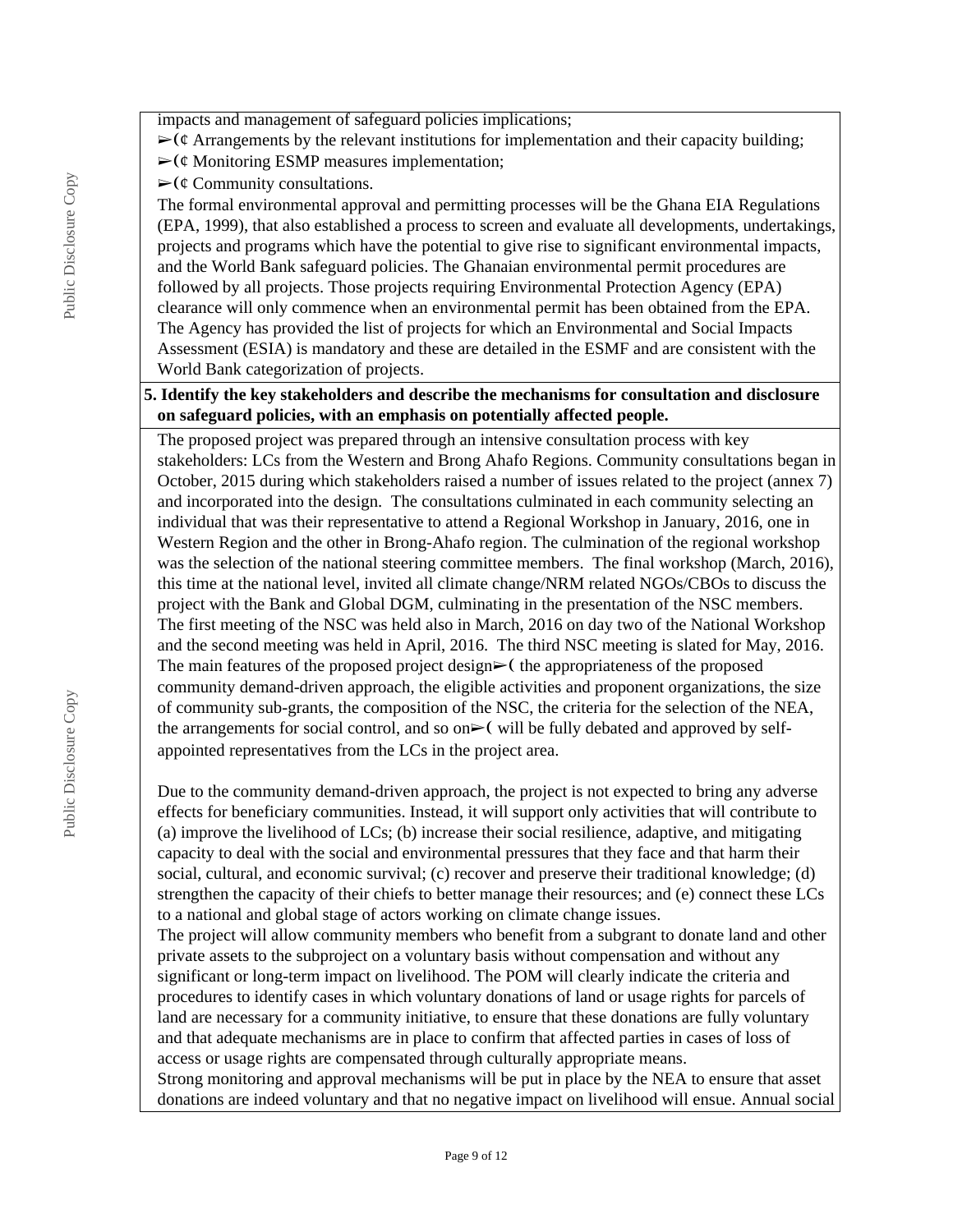impacts and management of safeguard policies implications;

➢(¢ Arrangements by the relevant institutions for implementation and their capacity building;

➢(¢ Monitoring ESMP measures implementation;

➢(¢ Community consultations.

The formal environmental approval and permitting processes will be the Ghana EIA Regulations (EPA, 1999), that also established a process to screen and evaluate all developments, undertakings, projects and programs which have the potential to give rise to significant environmental impacts, and the World Bank safeguard policies. The Ghanaian environmental permit procedures are followed by all projects. Those projects requiring Environmental Protection Agency (EPA) clearance will only commence when an environmental permit has been obtained from the EPA. The Agency has provided the list of projects for which an Environmental and Social Impacts Assessment (ESIA) is mandatory and these are detailed in the ESMF and are consistent with the World Bank categorization of projects.

**5. Identify the key stakeholders and describe the mechanisms for consultation and disclosure on safeguard policies, with an emphasis on potentially affected people.**

The proposed project was prepared through an intensive consultation process with key stakeholders: LCs from the Western and Brong Ahafo Regions. Community consultations began in October, 2015 during which stakeholders raised a number of issues related to the project (annex 7) and incorporated into the design. The consultations culminated in each community selecting an individual that was their representative to attend a Regional Workshop in January, 2016, one in Western Region and the other in Brong-Ahafo region. The culmination of the regional workshop was the selection of the national steering committee members. The final workshop (March, 2016), this time at the national level, invited all climate change/NRM related NGOs/CBOs to discuss the project with the Bank and Global DGM, culminating in the presentation of the NSC members. The first meeting of the NSC was held also in March, 2016 on day two of the National Workshop and the second meeting was held in April, 2016. The third NSC meeting is slated for May, 2016. The main features of the proposed project design➢( the appropriateness of the proposed community demand-driven approach, the eligible activities and proponent organizations, the size of community sub-grants, the composition of the NSC, the criteria for the selection of the NEA, the arrangements for social control, and so on➢( will be fully debated and approved by self-appointed representatives from the LCs in the project area.

Due to the community demand-driven approach, the project is not expected to bring any adverse effects for beneficiary communities. Instead, it will support only activities that will contribute to (a) improve the livelihood of LCs; (b) increase their social resilience, adaptive, and mitigating capacity to deal with the social and environmental pressures that they face and that harm their social, cultural, and economic survival; (c) recover and preserve their traditional knowledge; (d) strengthen the capacity of their chiefs to better manage their resources; and (e) connect these LCs to a national and global stage of actors working on climate change issues.

The project will allow community members who benefit from a subgrant to donate land and other private assets to the subproject on a voluntary basis without compensation and without any significant or long-term impact on livelihood. The POM will clearly indicate the criteria and procedures to identify cases in which voluntary donations of land or usage rights for parcels of land are necessary for a community initiative, to ensure that these donations are fully voluntary and that adequate mechanisms are in place to confirm that affected parties in cases of loss of access or usage rights are compensated through culturally appropriate means.

Strong monitoring and approval mechanisms will be put in place by the NEA to ensure that asset donations are indeed voluntary and that no negative impact on livelihood will ensue. Annual social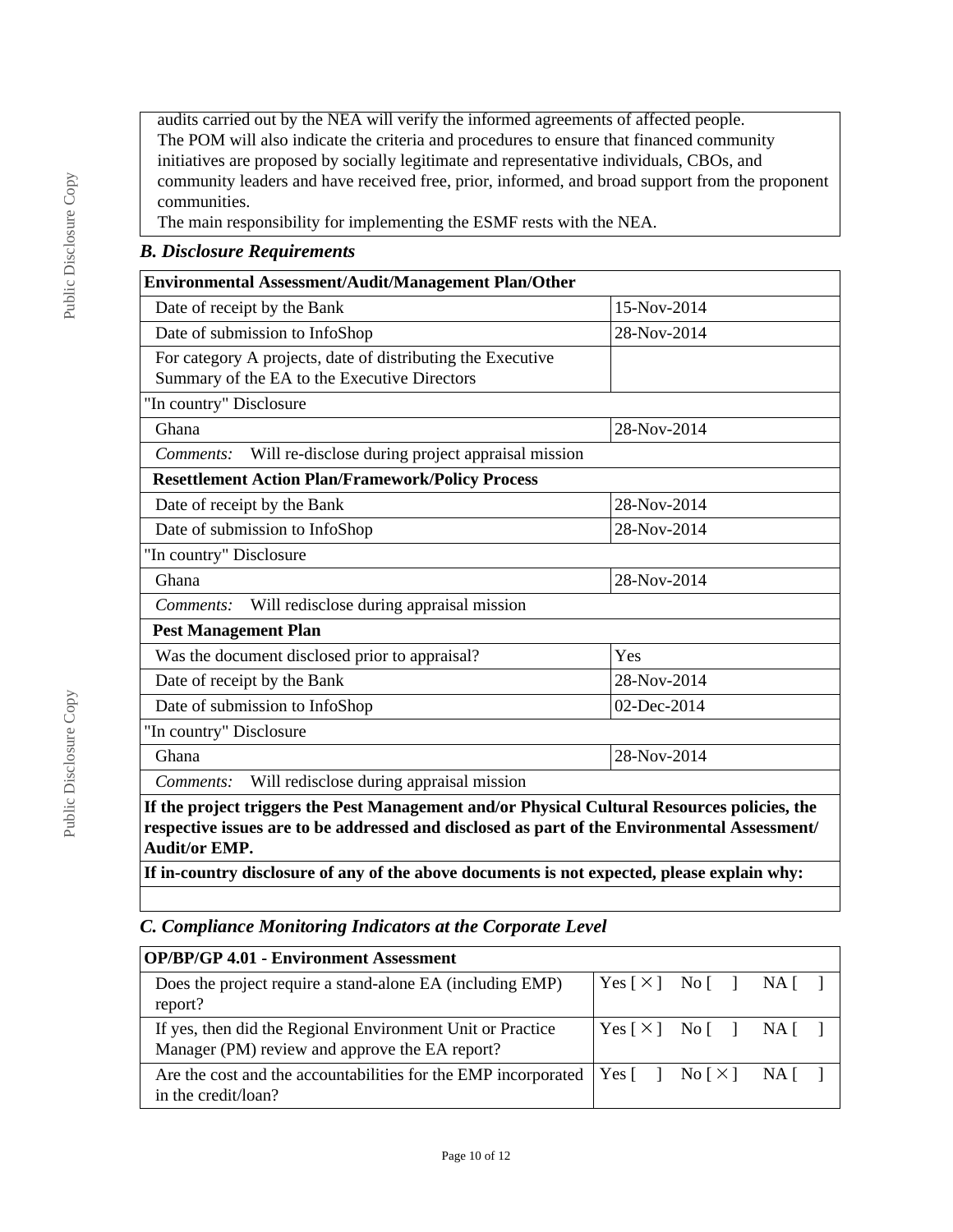| |
|---|
| audits carried out by the NEA will verify the informed agreements of affected people.<br>The POM will also indicate the criteria and procedures to ensure that financed community initiatives are proposed by socially legitimate and representative individuals, CBOs, and community leaders and have received free, prior, informed, and broad support from the proponent communities.<br>The main responsibility for implementing the ESMF rests with the NEA. |

### *B. Disclosure Requirements*

| **Environmental Assessment/Audit/Management Plan/Other** | |
|---|---|
| Date of receipt by the Bank | 15-Nov-2014 |
| Date of submission to InfoShop | 28-Nov-2014 |
| For category A projects, date of distributing the Executive Summary of the EA to the Executive Directors | |
| "In country" Disclosure | |
| Ghana | 28-Nov-2014 |
| *Comments:* Will re-disclose during project appraisal mission | |
| **Resettlement Action Plan/Framework/Policy Process** | |
| Date of receipt by the Bank | 28-Nov-2014 |
| Date of submission to InfoShop | 28-Nov-2014 |
| "In country" Disclosure | |
| Ghana | 28-Nov-2014 |
| *Comments:* Will redisclose during appraisal mission | |
| **Pest Management Plan** | |
| Was the document disclosed prior to appraisal? | Yes |
| Date of receipt by the Bank | 28-Nov-2014 |
| Date of submission to InfoShop | 02-Dec-2014 |
| "In country" Disclosure | |
| Ghana | 28-Nov-2014 |
| *Comments:* Will redisclose during appraisal mission | |
| **If the project triggers the Pest Management and/or Physical Cultural Resources policies, the respective issues are to be addressed and disclosed as part of the Environmental Assessment/ Audit/or EMP.** | |
| **If in-country disclosure of any of the above documents is not expected, please explain why:** | |
| | |

### *C. Compliance Monitoring Indicators at the Corporate Level*

| **OP/BP/GP 4.01 - Environment Assessment** | |
|---|---|
| Does the project require a stand-alone EA (including EMP) report? | Yes [ × ] No [ ] NA [ ] |
| If yes, then did the Regional Environment Unit or Practice Manager (PM) review and approve the EA report? | Yes [ × ] No [ ] NA [ ] |
| Are the cost and the accountabilities for the EMP incorporated in the credit/loan? | Yes [ ] No [ × ] NA [ ] |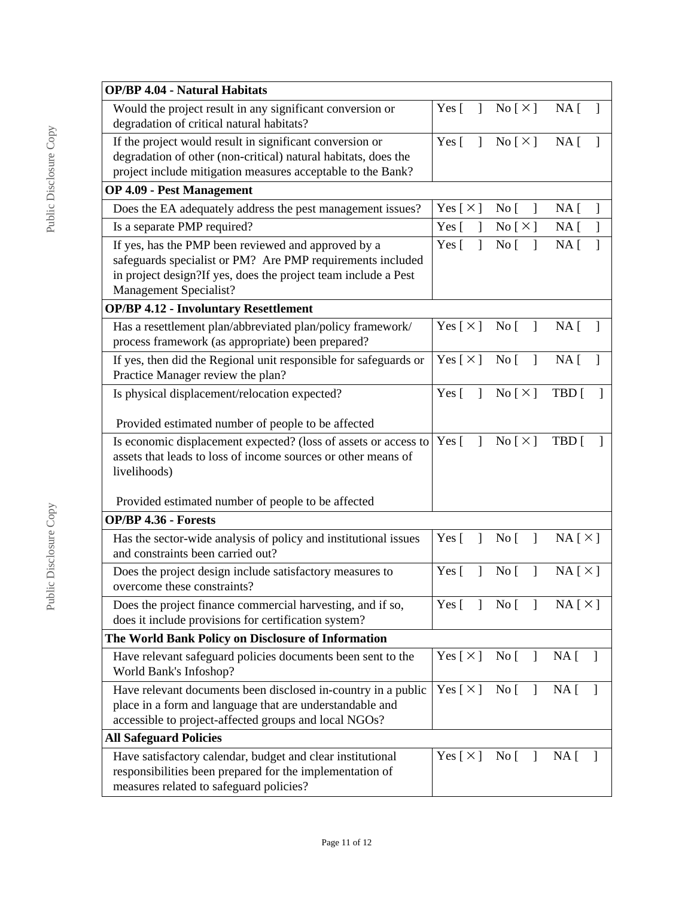| OP/BP 4.04 - Natural Habitats | |
|---|---|
| Would the project result in any significant conversion or degradation of critical natural habitats? | Yes [ ] No [ X ] NA [ ] |
| If the project would result in significant conversion or degradation of other (non-critical) natural habitats, does the project include mitigation measures acceptable to the Bank? | Yes [ ] No [ X ] NA [ ] |
| **OP 4.09 - Pest Management** | |
| Does the EA adequately address the pest management issues? | Yes [ X ] No [ ] NA [ ] |
| Is a separate PMP required? | Yes [ ] No [ X ] NA [ ] |
| If yes, has the PMP been reviewed and approved by a safeguards specialist or PM? Are PMP requirements included in project design?If yes, does the project team include a Pest Management Specialist? | Yes [ ] No [ ] NA [ ] |
| **OP/BP 4.12 - Involuntary Resettlement** | |
| Has a resettlement plan/abbreviated plan/policy framework/ process framework (as appropriate) been prepared? | Yes [ X ] No [ ] NA [ ] |
| If yes, then did the Regional unit responsible for safeguards or Practice Manager review the plan? | Yes [ X ] No [ ] NA [ ] |
| Is physical displacement/relocation expected?<br><br>Provided estimated number of people to be affected | Yes [ ] No [ X ] TBD [ ] |
| Is economic displacement expected? (loss of assets or access to assets that leads to loss of income sources or other means of livelihoods)<br><br>Provided estimated number of people to be affected | Yes [ ] No [ X ] TBD [ ] |
| **OP/BP 4.36 - Forests** | |
| Has the sector-wide analysis of policy and institutional issues and constraints been carried out? | Yes [ ] No [ ] NA [ X ] |
| Does the project design include satisfactory measures to overcome these constraints? | Yes [ ] No [ ] NA [ X ] |
| Does the project finance commercial harvesting, and if so, does it include provisions for certification system? | Yes [ ] No [ ] NA [ X ] |
| **The World Bank Policy on Disclosure of Information** | |
| Have relevant safeguard policies documents been sent to the World Bank's Infoshop? | Yes [ X ] No [ ] NA [ ] |
| Have relevant documents been disclosed in-country in a public place in a form and language that are understandable and accessible to project-affected groups and local NGOs? | Yes [ X ] No [ ] NA [ ] |
| **All Safeguard Policies** | |
| Have satisfactory calendar, budget and clear institutional responsibilities been prepared for the implementation of measures related to safeguard policies? | Yes [ X ] No [ ] NA [ ] |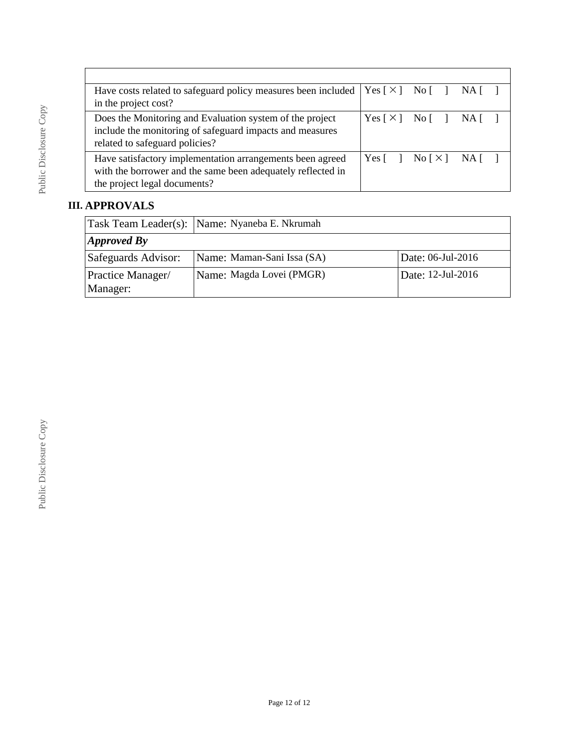| | |
|---|---|
| Have costs related to safeguard policy measures been included in the project cost? | Yes [ × ] No [ ] NA [ ] |
| Does the Monitoring and Evaluation system of the project include the monitoring of safeguard impacts and measures related to safeguard policies? | Yes [ × ] No [ ] NA [ ] |
| Have satisfactory implementation arrangements been agreed with the borrower and the same been adequately reflected in the project legal documents? | Yes [ ] No [ × ] NA [ ] |

## III. APPROVALS

| | | |
|---|---|---|
| Task Team Leader(s): | Name: Nyaneba E. Nkrumah | |
| ***Approved By*** | | |
| Safeguards Advisor: | Name: Maman-Sani Issa (SA) | Date: 06-Jul-2016 |
| Practice Manager/ Manager: | Name: Magda Lovei (PMGR) | Date: 12-Jul-2016 |